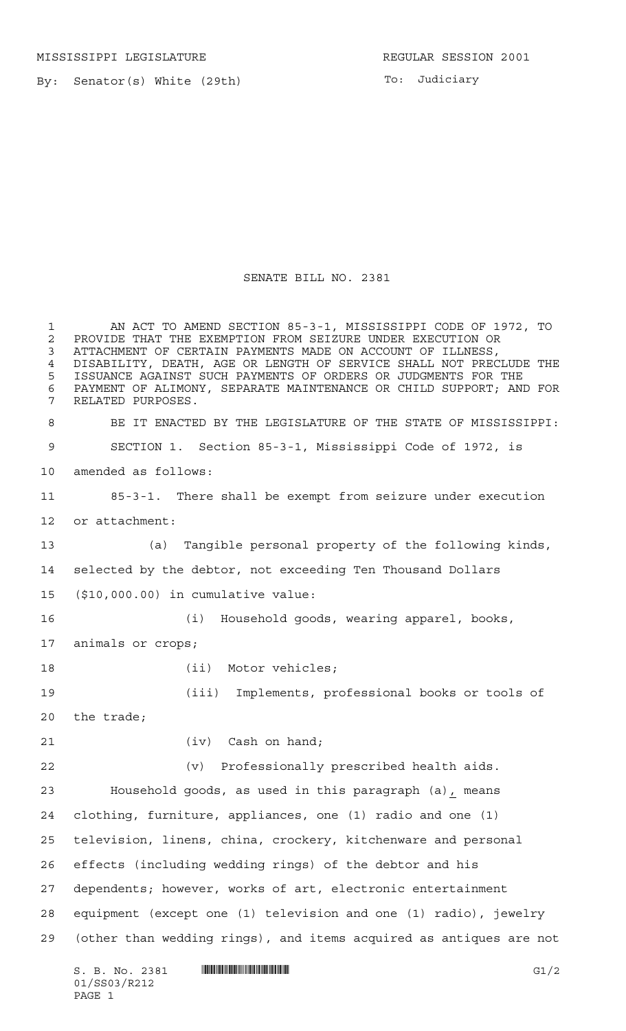MISSISSIPPI LEGISLATURE REGULAR SESSION 2001

By: Senator(s) White (29th)

To: Judiciary

# SENATE BILL NO. 2381

AN ACT TO AMEND SECTION 85-3-1, MISSISSIPPI CODE OF 1972, TO PROVIDE THAT THE EXEMPTION FROM SEIZURE UNDER EXECUTION OR ATTACHMENT OF CERTAIN PAYMENTS MADE ON ACCOUNT OF ILLNESS, DISABILITY, DEATH, AGE OR LENGTH OF SERVICE SHALL NOT PRECLUDE THE ISSUANCE AGAINST SUCH PAYMENTS OF ORDERS OR JUDGMENTS FOR THE PAYMENT OF ALIMONY, SEPARATE MAINTENANCE OR CHILD SUPPORT; AND FOR RELATED PURPOSES.

BE IT ENACTED BY THE LEGISLATURE OF THE STATE OF MISSISSIPPI:

SECTION 1. Section 85-3-1, Mississippi Code of 1972, is amended as follows:

85-3-1. There shall be exempt from seizure under execution or attachment:

(a) Tangible personal property of the following kinds, selected by the debtor, not exceeding Ten Thousand Dollars ($10,000.00) in cumulative value:

(i) Household goods, wearing apparel, books, animals or crops;

(ii) Motor vehicles;

(iii) Implements, professional books or tools of the trade;

(iv) Cash on hand;

(v) Professionally prescribed health aids.

Household goods, as used in this paragraph (a), means clothing, furniture, appliances, one (1) radio and one (1) television, linens, china, crockery, kitchenware and personal effects (including wedding rings) of the debtor and his dependents; however, works of art, electronic entertainment equipment (except one (1) television and one (1) radio), jewelry (other than wedding rings), and items acquired as antiques are not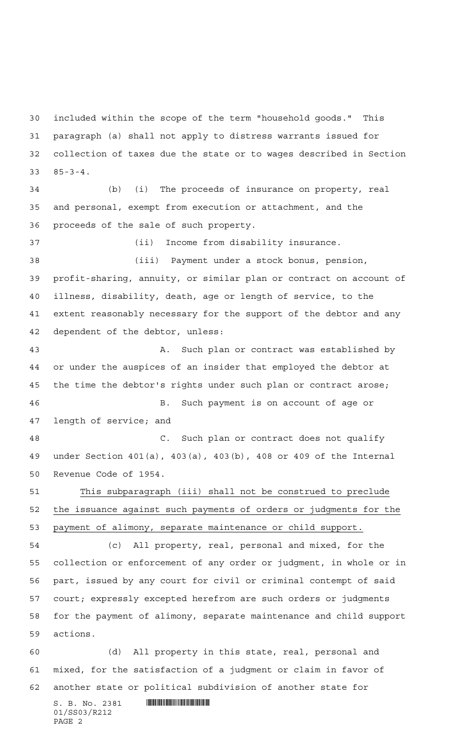included within the scope of the term "household goods." This paragraph (a) shall not apply to distress warrants issued for collection of taxes due the state or to wages described in Section 85-3-4.

(b) (i) The proceeds of insurance on property, real and personal, exempt from execution or attachment, and the proceeds of the sale of such property.

(ii) Income from disability insurance.

(iii) Payment under a stock bonus, pension, profit-sharing, annuity, or similar plan or contract on account of illness, disability, death, age or length of service, to the extent reasonably necessary for the support of the debtor and any dependent of the debtor, unless:

A. Such plan or contract was established by or under the auspices of an insider that employed the debtor at the time the debtor's rights under such plan or contract arose;

B. Such payment is on account of age or length of service; and

C. Such plan or contract does not qualify under Section 401(a), 403(a), 403(b), 408 or 409 of the Internal Revenue Code of 1954.

<u>This subparagraph (iii) shall not be construed to preclude the issuance against such payments of orders or judgments for the payment of alimony, separate maintenance or child support.</u>

(c) All property, real, personal and mixed, for the collection or enforcement of any order or judgment, in whole or in part, issued by any court for civil or criminal contempt of said court; expressly excepted herefrom are such orders or judgments for the payment of alimony, separate maintenance and child support actions.

(d) All property in this state, real, personal and mixed, for the satisfaction of a judgment or claim in favor of another state or political subdivision of another state for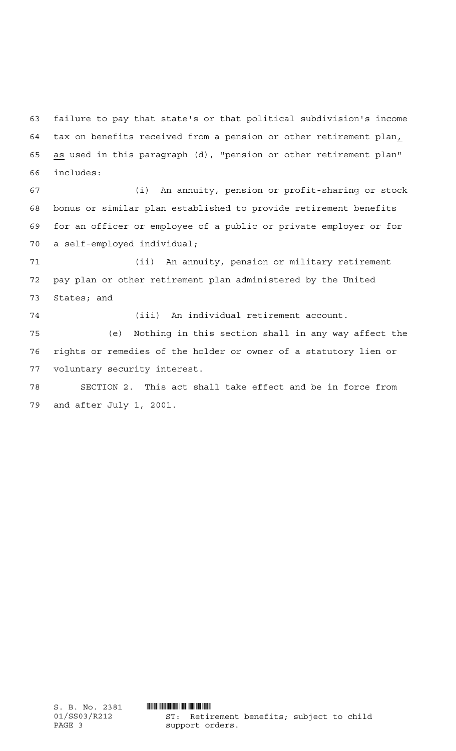failure to pay that state's or that political subdivision's income tax on benefits received from a pension or other retirement plan, as used in this paragraph (d), "pension or other retirement plan" includes:

(i) An annuity, pension or profit-sharing or stock bonus or similar plan established to provide retirement benefits for an officer or employee of a public or private employer or for a self-employed individual;

(ii) An annuity, pension or military retirement pay plan or other retirement plan administered by the United States; and

(iii) An individual retirement account.

(e) Nothing in this section shall in any way affect the rights or remedies of the holder or owner of a statutory lien or voluntary security interest.

SECTION 2. This act shall take effect and be in force from and after July 1, 2001.

S. B. No. 2381
01/SS03/R212
ST: Retirement benefits; subject to child support orders.